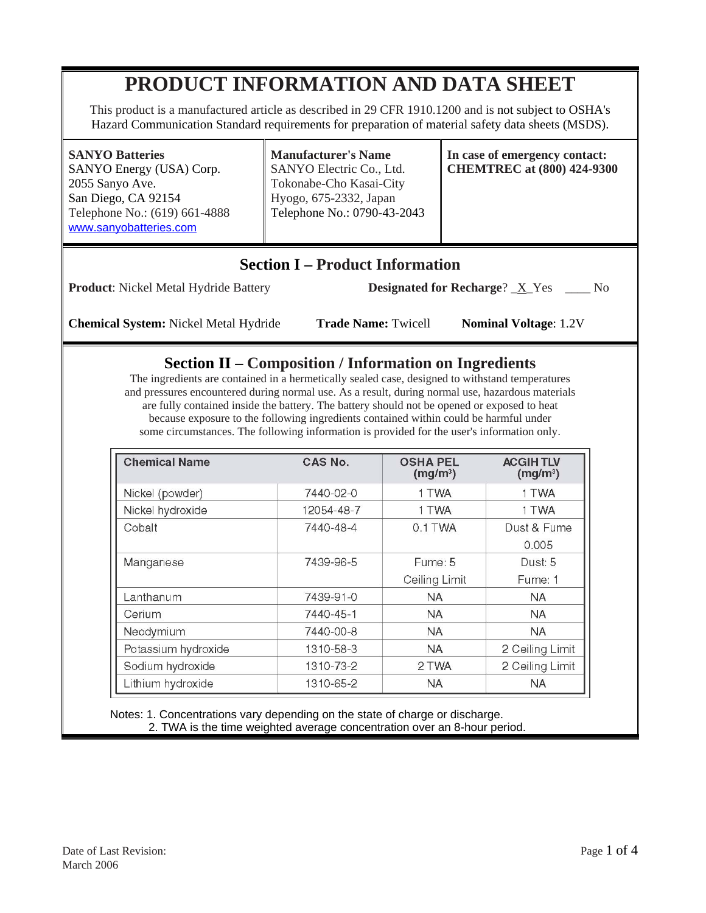# PRODUCT INFORMATION AND DATA SHEET

This product is a manufactured article as described in 29 CFR 1910.1200 and is not subject to OSHA's Hazard Communication Standard requirements for preparation of material safety data sheets (MSDS).

**SANYO Batteries**
SANYO Energy (USA) Corp.
2055 Sanyo Ave.
San Diego, CA 92154
Telephone No.: (619) 661-4888
www.sanyobatteries.com

**Manufacturer's Name**
SANYO Electric Co., Ltd.
Tokonabe-Cho Kasai-City
Hyogo, 675-2332, Japan
Telephone No.: 0790-43-2043

**In case of emergency contact:**
**CHEMTREC at (800) 424-9300**

## Section I – Product Information

**Product**: Nickel Metal Hydride Battery

**Designated for Recharge**? _X_Yes ____ No

**Chemical System:** Nickel Metal Hydride

**Trade Name:** Twicell

**Nominal Voltage**: 1.2V

## Section II – Composition / Information on Ingredients

The ingredients are contained in a hermetically sealed case, designed to withstand temperatures and pressures encountered during normal use. As a result, during normal use, hazardous materials are fully contained inside the battery. The battery should not be opened or exposed to heat because exposure to the following ingredients contained within could be harmful under some circumstances. The following information is provided for the user's information only.

| Chemical Name | CAS No. | OSHA PEL ($mg/m^3$) | ACGIH TLV ($mg/m^3$) |
|---|---|---|---|
| Nickel (powder) | 7440-02-0 | 1 TWA | 1 TWA |
| Nickel hydroxide | 12054-48-7 | 1 TWA | 1 TWA |
| Cobalt | 7440-48-4 | 0.1 TWA | Dust & Fume 0.005 |
| Manganese | 7439-96-5 | Fume: 5 Ceiling Limit | Dust: 5 Fume: 1 |
| Lanthanum | 7439-91-0 | NA | NA |
| Cerium | 7440-45-1 | NA | NA |
| Neodymium | 7440-00-8 | NA | NA |
| Potassium hydroxide | 1310-58-3 | NA | 2 Ceiling Limit |
| Sodium hydroxide | 1310-73-2 | 2 TWA | 2 Ceiling Limit |
| Lithium hydroxide | 1310-65-2 | NA | NA |

Notes: 1. Concentrations vary depending on the state of charge or discharge.
2. TWA is the time weighted average concentration over an 8-hour period.

Date of Last Revision:
March 2006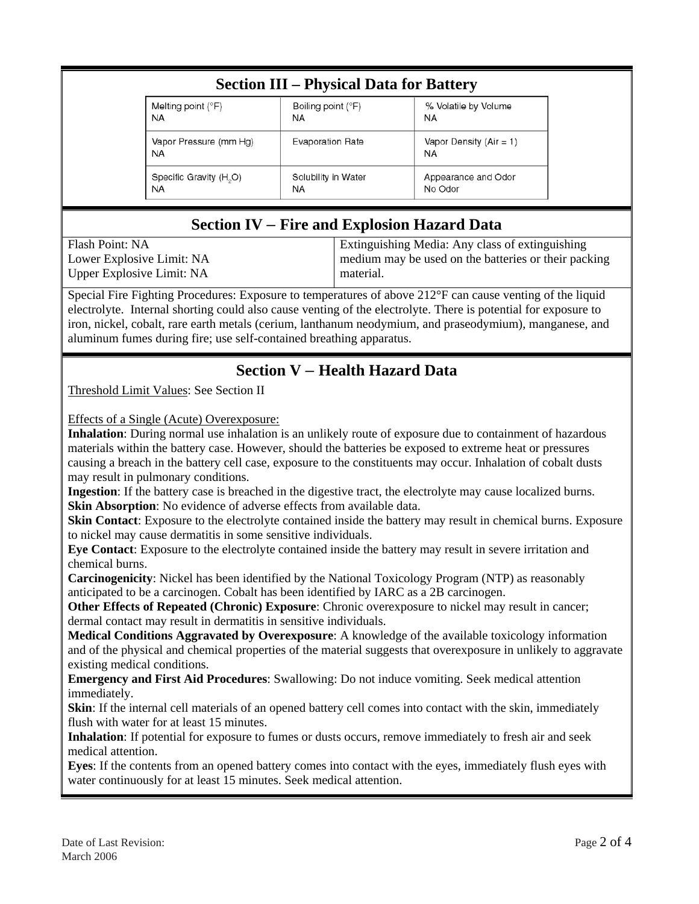## Section III – Physical Data for Battery

| Melting point (°F) | Boiling point (°F) | % Volatile by Volume |
|---|---|---|
| NA | NA | NA |
| **Vapor Pressure (mm Hg)** | **Evaporation Rate** | **Vapor Density (Air = 1)** |
| NA | | NA |
| **Specific Gravity ($H_2O$)** | **Solubility in Water** | **Appearance and Odor** |
| NA | NA | No Odor |

## Section IV – Fire and Explosion Hazard Data

| Flash Point: NA<br>Lower Explosive Limit: NA<br>Upper Explosive Limit: NA | Extinguishing Media: Any class of extinguishing medium may be used on the batteries or their packing material. |
|---|---|

Special Fire Fighting Procedures: Exposure to temperatures of above 212°F can cause venting of the liquid electrolyte. Internal shorting could also cause venting of the electrolyte. There is potential for exposure to iron, nickel, cobalt, rare earth metals (cerium, lanthanum neodymium, and praseodymium), manganese, and aluminum fumes during fire; use self-contained breathing apparatus.

## Section V – Health Hazard Data

Threshold Limit Values: See Section II

Effects of a Single (Acute) Overexposure:

**Inhalation**: During normal use inhalation is an unlikely route of exposure due to containment of hazardous materials within the battery case. However, should the batteries be exposed to extreme heat or pressures causing a breach in the battery cell case, exposure to the constituents may occur. Inhalation of cobalt dusts may result in pulmonary conditions.

**Ingestion**: If the battery case is breached in the digestive tract, the electrolyte may cause localized burns.

**Skin Absorption**: No evidence of adverse effects from available data.

**Skin Contact**: Exposure to the electrolyte contained inside the battery may result in chemical burns. Exposure to nickel may cause dermatitis in some sensitive individuals.

**Eye Contact**: Exposure to the electrolyte contained inside the battery may result in severe irritation and chemical burns.

**Carcinogenicity**: Nickel has been identified by the National Toxicology Program (NTP) as reasonably anticipated to be a carcinogen. Cobalt has been identified by IARC as a 2B carcinogen.

**Other Effects of Repeated (Chronic) Exposure**: Chronic overexposure to nickel may result in cancer; dermal contact may result in dermatitis in sensitive individuals.

**Medical Conditions Aggravated by Overexposure**: A knowledge of the available toxicology information and of the physical and chemical properties of the material suggests that overexposure in unlikely to aggravate existing medical conditions.

**Emergency and First Aid Procedures**: Swallowing: Do not induce vomiting. Seek medical attention immediately.

**Skin**: If the internal cell materials of an opened battery cell comes into contact with the skin, immediately flush with water for at least 15 minutes.

**Inhalation**: If potential for exposure to fumes or dusts occurs, remove immediately to fresh air and seek medical attention.

**Eyes**: If the contents from an opened battery comes into contact with the eyes, immediately flush eyes with water continuously for at least 15 minutes. Seek medical attention.

Date of Last Revision:
March 2006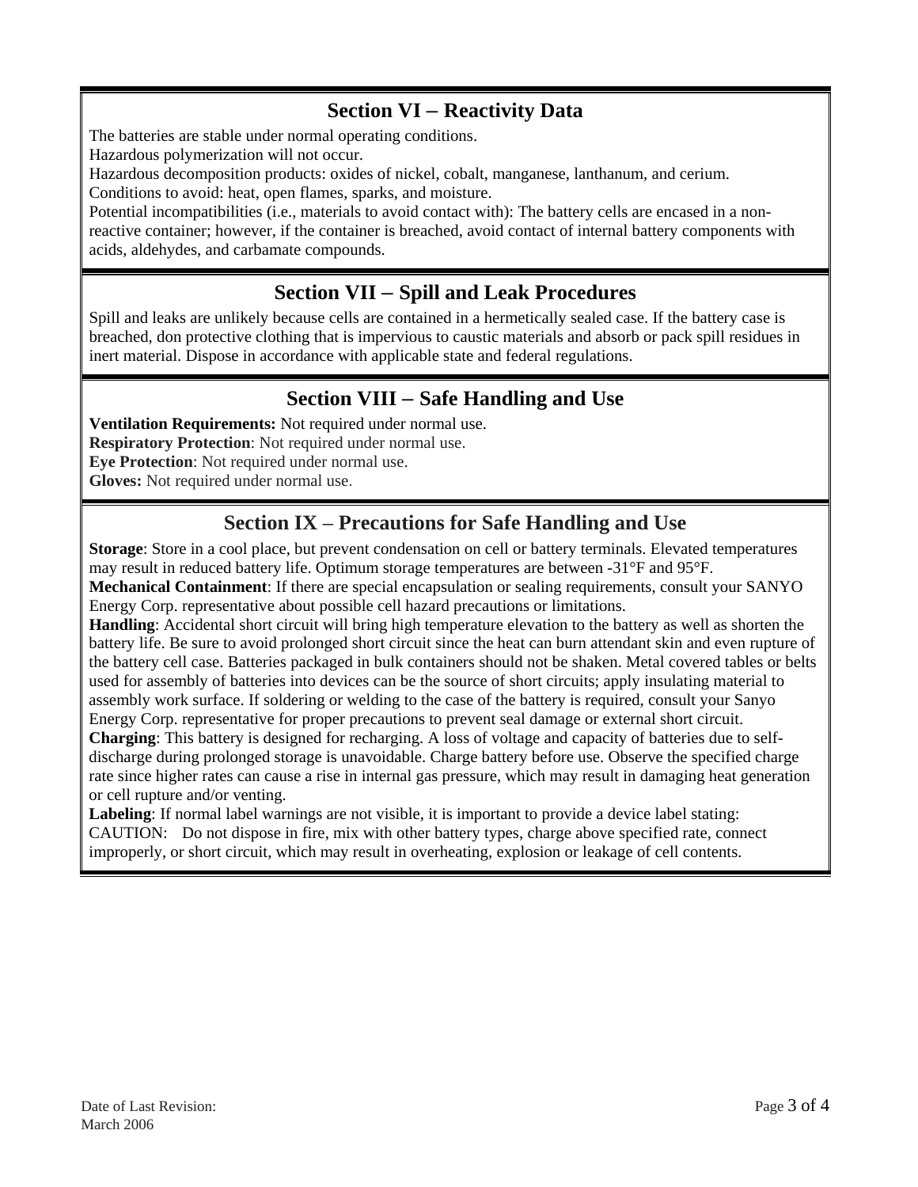## Section VI – Reactivity Data

The batteries are stable under normal operating conditions.
Hazardous polymerization will not occur.
Hazardous decomposition products: oxides of nickel, cobalt, manganese, lanthanum, and cerium.
Conditions to avoid: heat, open flames, sparks, and moisture.
Potential incompatibilities (i.e., materials to avoid contact with): The battery cells are encased in a non-reactive container; however, if the container is breached, avoid contact of internal battery components with acids, aldehydes, and carbamate compounds.

## Section VII – Spill and Leak Procedures

Spill and leaks are unlikely because cells are contained in a hermetically sealed case. If the battery case is breached, don protective clothing that is impervious to caustic materials and absorb or pack spill residues in inert material. Dispose in accordance with applicable state and federal regulations.

## Section VIII – Safe Handling and Use

**Ventilation Requirements:** Not required under normal use.
**Respiratory Protection**: Not required under normal use.
**Eye Protection**: Not required under normal use.
**Gloves:** Not required under normal use.

## Section IX – Precautions for Safe Handling and Use

**Storage**: Store in a cool place, but prevent condensation on cell or battery terminals. Elevated temperatures may result in reduced battery life. Optimum storage temperatures are between -31°F and 95°F.
**Mechanical Containment**: If there are special encapsulation or sealing requirements, consult your SANYO Energy Corp. representative about possible cell hazard precautions or limitations.
**Handling**: Accidental short circuit will bring high temperature elevation to the battery as well as shorten the battery life. Be sure to avoid prolonged short circuit since the heat can burn attendant skin and even rupture of the battery cell case. Batteries packaged in bulk containers should not be shaken. Metal covered tables or belts used for assembly of batteries into devices can be the source of short circuits; apply insulating material to assembly work surface. If soldering or welding to the case of the battery is required, consult your Sanyo Energy Corp. representative for proper precautions to prevent seal damage or external short circuit.
**Charging**: This battery is designed for recharging. A loss of voltage and capacity of batteries due to self-discharge during prolonged storage is unavoidable. Charge battery before use. Observe the specified charge rate since higher rates can cause a rise in internal gas pressure, which may result in damaging heat generation or cell rupture and/or venting.
**Labeling**: If normal label warnings are not visible, it is important to provide a device label stating:
CAUTION: Do not dispose in fire, mix with other battery types, charge above specified rate, connect improperly, or short circuit, which may result in overheating, explosion or leakage of cell contents.

Date of Last Revision:
March 2006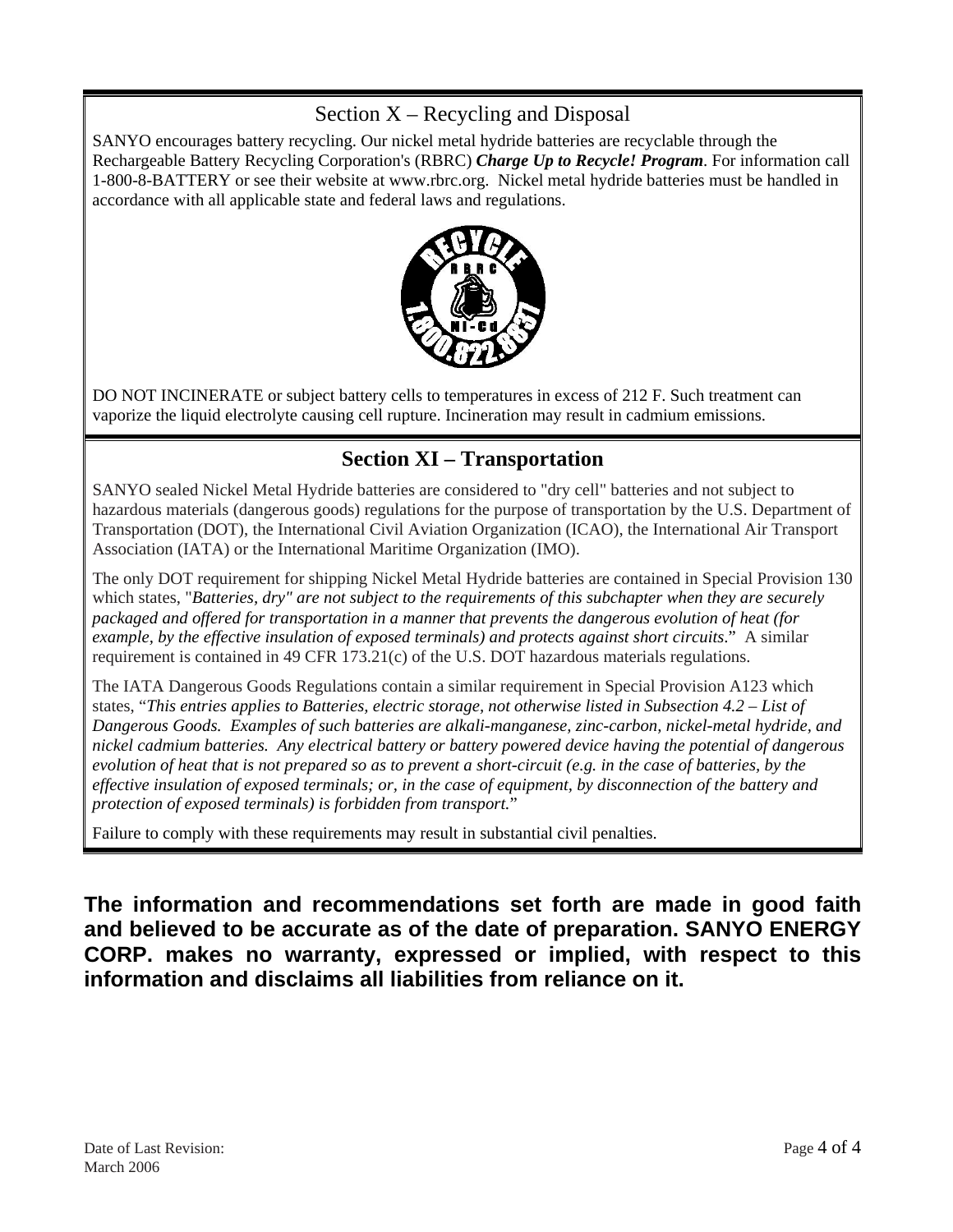## Section X – Recycling and Disposal

SANYO encourages battery recycling. Our nickel metal hydride batteries are recyclable through the Rechargeable Battery Recycling Corporation's (RBRC) ***Charge Up to Recycle! Program***. For information call 1-800-8-BATTERY or see their website at www.rbrc.org. Nickel metal hydride batteries must be handled in accordance with all applicable state and federal laws and regulations.

DO NOT INCINERATE or subject battery cells to temperatures in excess of 212 F. Such treatment can vaporize the liquid electrolyte causing cell rupture. Incineration may result in cadmium emissions.

## Section XI – Transportation

SANYO sealed Nickel Metal Hydride batteries are considered to "dry cell" batteries and not subject to hazardous materials (dangerous goods) regulations for the purpose of transportation by the U.S. Department of Transportation (DOT), the International Civil Aviation Organization (ICAO), the International Air Transport Association (IATA) or the International Maritime Organization (IMO).

The only DOT requirement for shipping Nickel Metal Hydride batteries are contained in Special Provision 130 which states, "*Batteries, dry" are not subject to the requirements of this subchapter when they are securely packaged and offered for transportation in a manner that prevents the dangerous evolution of heat (for example, by the effective insulation of exposed terminals) and protects against short circuits*." A similar requirement is contained in 49 CFR 173.21(c) of the U.S. DOT hazardous materials regulations.

The IATA Dangerous Goods Regulations contain a similar requirement in Special Provision A123 which states, "*This entries applies to Batteries, electric storage, not otherwise listed in Subsection 4.2 – List of Dangerous Goods. Examples of such batteries are alkali-manganese, zinc-carbon, nickel-metal hydride, and nickel cadmium batteries. Any electrical battery or battery powered device having the potential of dangerous evolution of heat that is not prepared so as to prevent a short-circuit (e.g. in the case of batteries, by the effective insulation of exposed terminals; or, in the case of equipment, by disconnection of the battery and protection of exposed terminals) is forbidden from transport.*"

Failure to comply with these requirements may result in substantial civil penalties.

**The information and recommendations set forth are made in good faith and believed to be accurate as of the date of preparation. SANYO ENERGY CORP. makes no warranty, expressed or implied, with respect to this information and disclaims all liabilities from reliance on it.**

Date of Last Revision:
March 2006